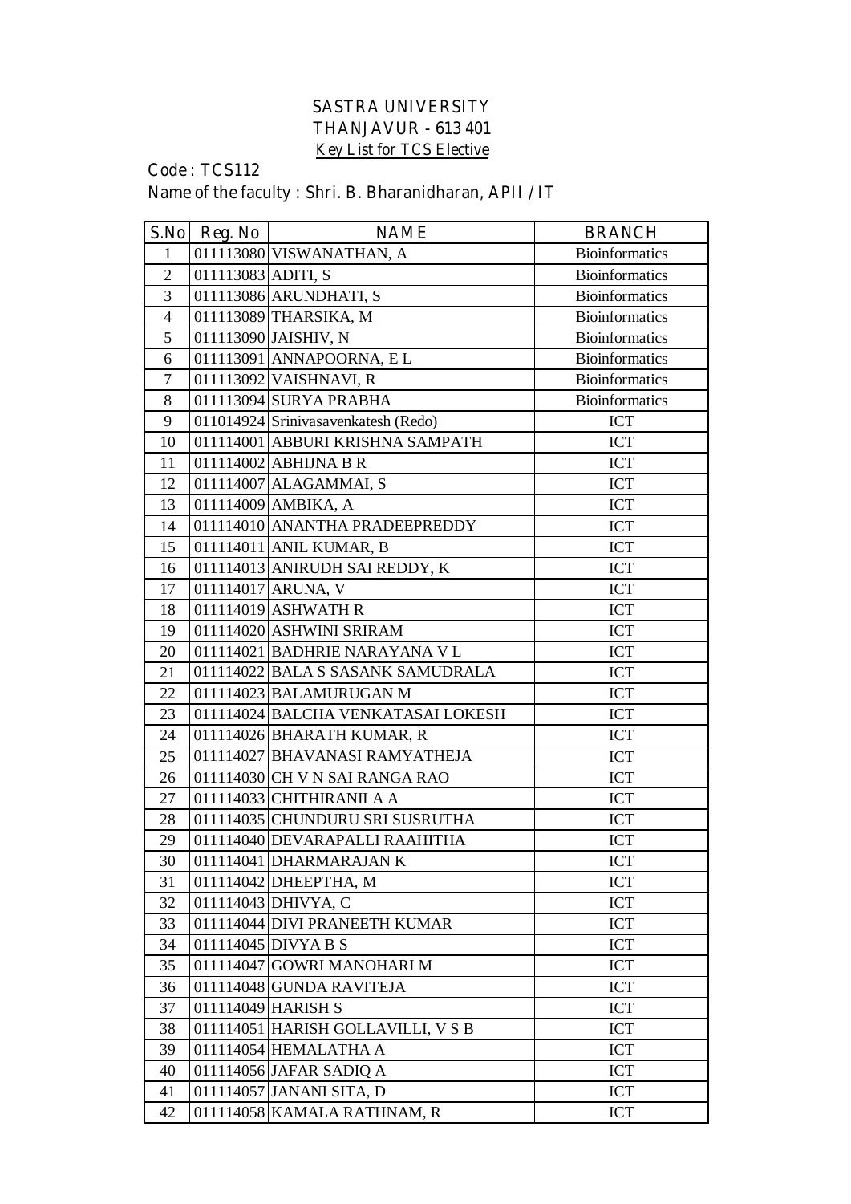# SASTRA UNIVERSITY

## THANJAVUR - 613 401

## Key List for TCS Elective

Code : TCS112

Name of the faculty : Shri. B. Bharanidharan, APII / IT

| S.No | Reg. No | NAME | BRANCH |
|---|---|---|---|
| 1 | 011113080 | VISWANATHAN, A | Bioinformatics |
| 2 | 011113083 | ADITI, S | Bioinformatics |
| 3 | 011113086 | ARUNDHATI, S | Bioinformatics |
| 4 | 011113089 | THARSIKA, M | Bioinformatics |
| 5 | 011113090 | JAISHIV, N | Bioinformatics |
| 6 | 011113091 | ANNAPOORNA, E L | Bioinformatics |
| 7 | 011113092 | VAISHNAVI, R | Bioinformatics |
| 8 | 011113094 | SURYA PRABHA | Bioinformatics |
| 9 | 011014924 | Srinivasavenkatesh (Redo) | ICT |
| 10 | 011114001 | ABBURI KRISHNA SAMPATH | ICT |
| 11 | 011114002 | ABHIJNA B R | ICT |
| 12 | 011114007 | ALAGAMMAI, S | ICT |
| 13 | 011114009 | AMBIKA, A | ICT |
| 14 | 011114010 | ANANTHA PRADEEPREDDY | ICT |
| 15 | 011114011 | ANIL KUMAR, B | ICT |
| 16 | 011114013 | ANIRUDH SAI REDDY, K | ICT |
| 17 | 011114017 | ARUNA, V | ICT |
| 18 | 011114019 | ASHWATH R | ICT |
| 19 | 011114020 | ASHWINI SRIRAM | ICT |
| 20 | 011114021 | BADHRIE NARAYANA V L | ICT |
| 21 | 011114022 | BALA S SASANK SAMUDRALA | ICT |
| 22 | 011114023 | BALAMURUGAN M | ICT |
| 23 | 011114024 | BALCHA VENKATASAI LOKESH | ICT |
| 24 | 011114026 | BHARATH KUMAR, R | ICT |
| 25 | 011114027 | BHAVANASI RAMYATHEJA | ICT |
| 26 | 011114030 | CH V N SAI RANGA RAO | ICT |
| 27 | 011114033 | CHITHIRANILA A | ICT |
| 28 | 011114035 | CHUNDURU SRI SUSRUTHA | ICT |
| 29 | 011114040 | DEVARAPALLI RAAHITHA | ICT |
| 30 | 011114041 | DHARMARAJAN K | ICT |
| 31 | 011114042 | DHEEPTHA, M | ICT |
| 32 | 011114043 | DHIVYA, C | ICT |
| 33 | 011114044 | DIVI PRANEETH KUMAR | ICT |
| 34 | 011114045 | DIVYA B S | ICT |
| 35 | 011114047 | GOWRI MANOHARI M | ICT |
| 36 | 011114048 | GUNDA RAVITEJA | ICT |
| 37 | 011114049 | HARISH S | ICT |
| 38 | 011114051 | HARISH GOLLAVILLI, V S B | ICT |
| 39 | 011114054 | HEMALATHA A | ICT |
| 40 | 011114056 | JAFAR SADIQ A | ICT |
| 41 | 011114057 | JANANI SITA, D | ICT |
| 42 | 011114058 | KAMALA RATHNAM, R | ICT |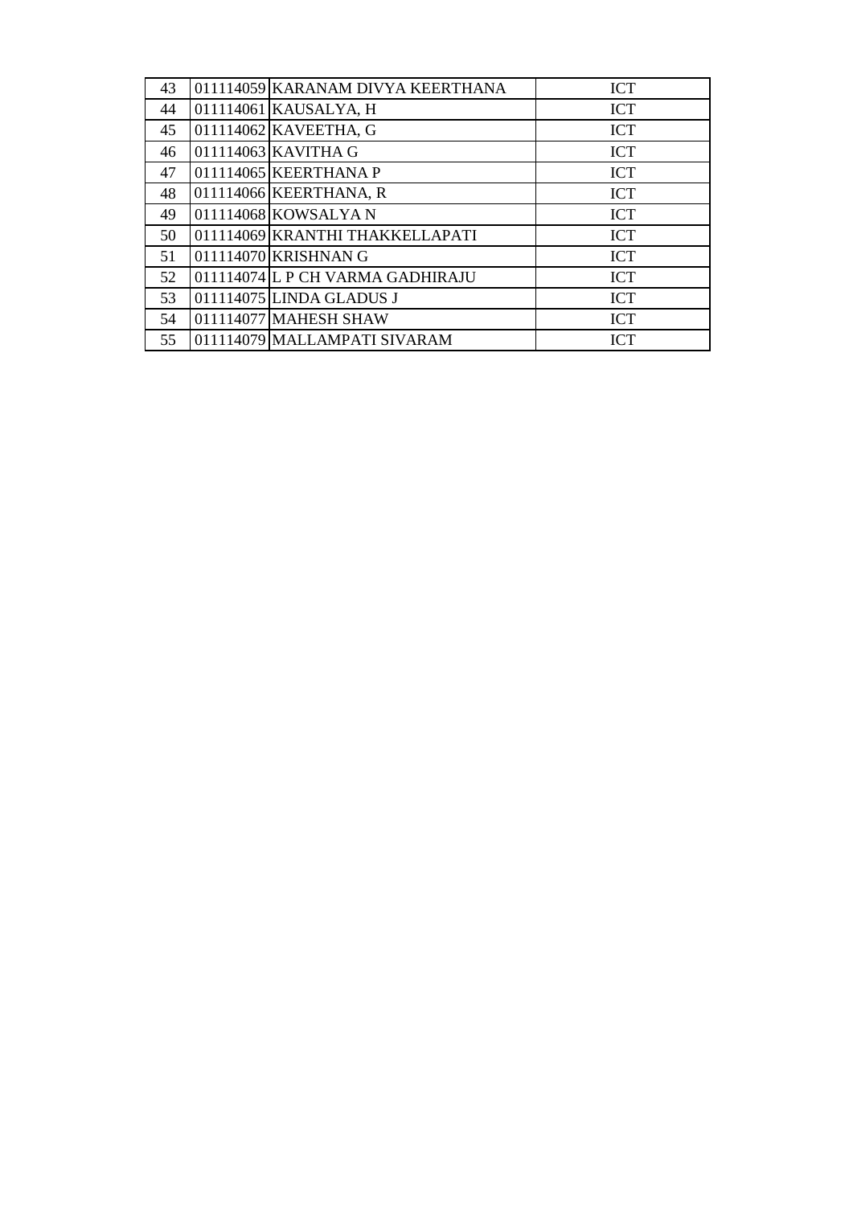| | | | |
|---|---|---|---|
| 43 | 011114059 | KARANAM DIVYA KEERTHANA | ICT |
| 44 | 011114061 | KAUSALYA, H | ICT |
| 45 | 011114062 | KAVEETHA, G | ICT |
| 46 | 011114063 | KAVITHA G | ICT |
| 47 | 011114065 | KEERTHANA P | ICT |
| 48 | 011114066 | KEERTHANA, R | ICT |
| 49 | 011114068 | KOWSALYA N | ICT |
| 50 | 011114069 | KRANTHI THAKKELLAPATI | ICT |
| 51 | 011114070 | KRISHNAN G | ICT |
| 52 | 011114074 | L P CH VARMA GADHIRAJU | ICT |
| 53 | 011114075 | LINDA GLADUS J | ICT |
| 54 | 011114077 | MAHESH SHAW | ICT |
| 55 | 011114079 | MALLAMPATI SIVARAM | ICT |